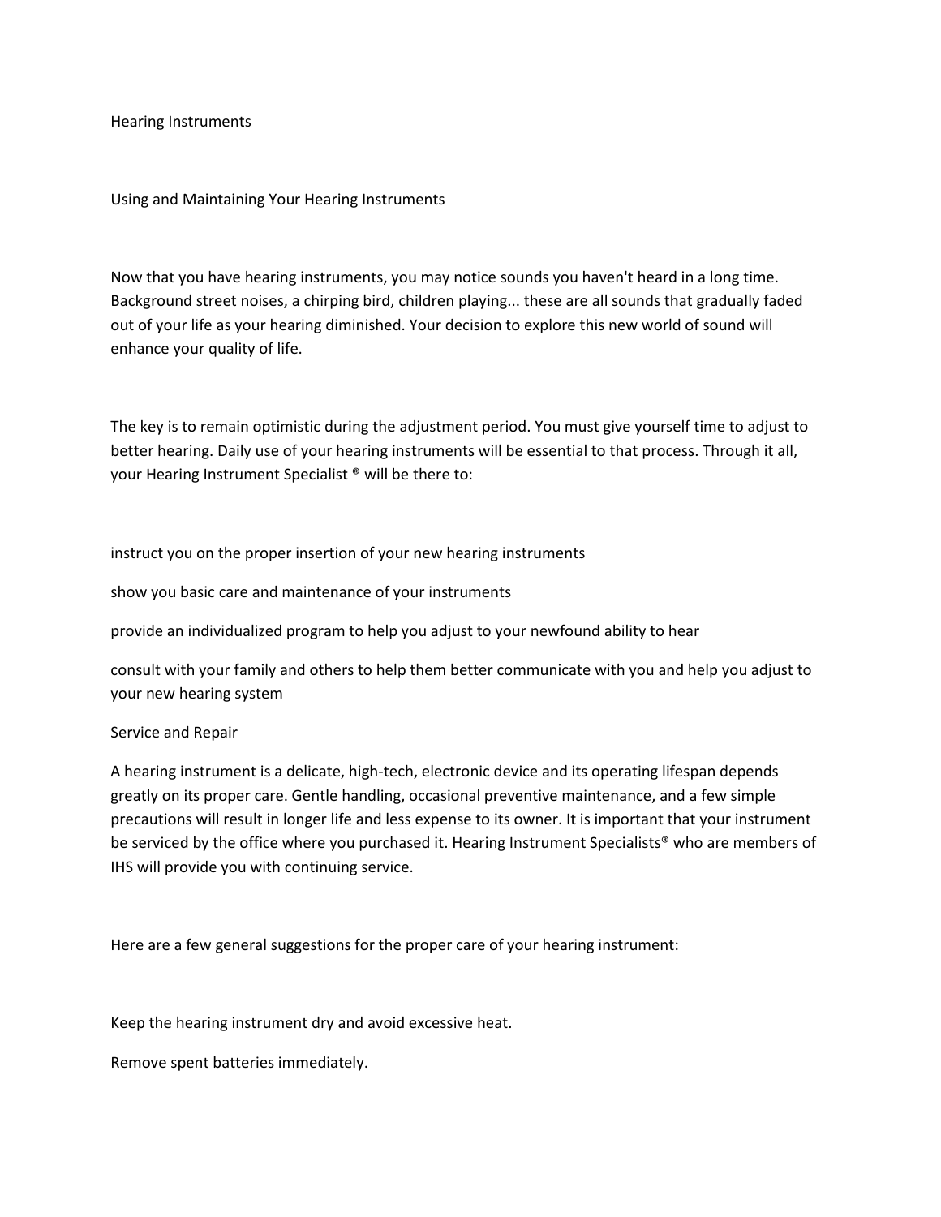# Hearing Instruments

## Using and Maintaining Your Hearing Instruments

Now that you have hearing instruments, you may notice sounds you haven't heard in a long time. Background street noises, a chirping bird, children playing... these are all sounds that gradually faded out of your life as your hearing diminished. Your decision to explore this new world of sound will enhance your quality of life.

The key is to remain optimistic during the adjustment period. You must give yourself time to adjust to better hearing. Daily use of your hearing instruments will be essential to that process. Through it all, your Hearing Instrument Specialist ® will be there to:

- instruct you on the proper insertion of your new hearing instruments
- show you basic care and maintenance of your instruments
- provide an individualized program to help you adjust to your newfound ability to hear
- consult with your family and others to help them better communicate with you and help you adjust to your new hearing system

## Service and Repair

A hearing instrument is a delicate, high-tech, electronic device and its operating lifespan depends greatly on its proper care. Gentle handling, occasional preventive maintenance, and a few simple precautions will result in longer life and less expense to its owner. It is important that your instrument be serviced by the office where you purchased it. Hearing Instrument Specialists® who are members of IHS will provide you with continuing service.

Here are a few general suggestions for the proper care of your hearing instrument:

- Keep the hearing instrument dry and avoid excessive heat.
- Remove spent batteries immediately.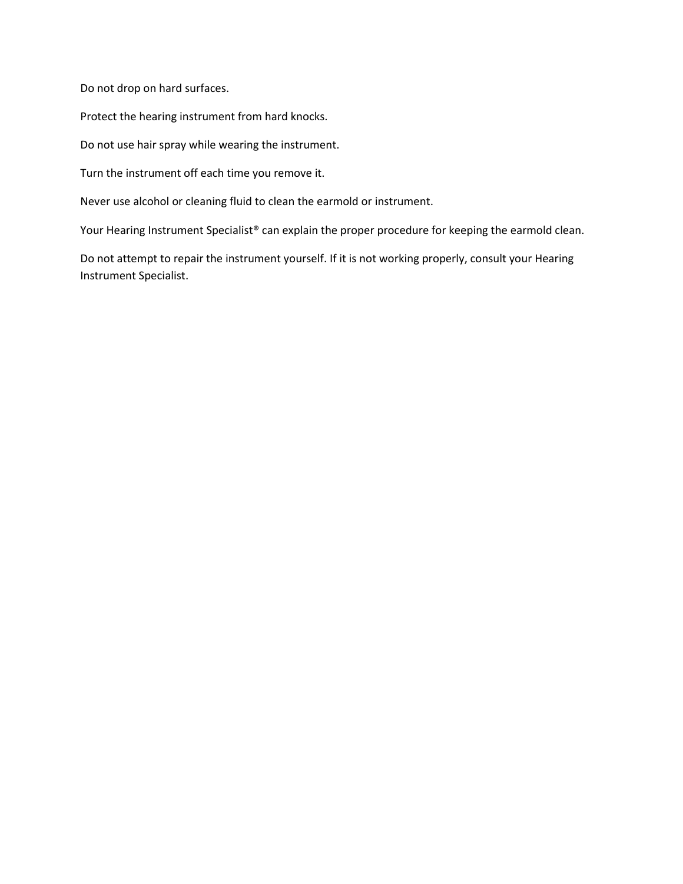Do not drop on hard surfaces.

Protect the hearing instrument from hard knocks.

Do not use hair spray while wearing the instrument.

Turn the instrument off each time you remove it.

Never use alcohol or cleaning fluid to clean the earmold or instrument.

Your Hearing Instrument Specialist® can explain the proper procedure for keeping the earmold clean.

Do not attempt to repair the instrument yourself. If it is not working properly, consult your Hearing Instrument Specialist.